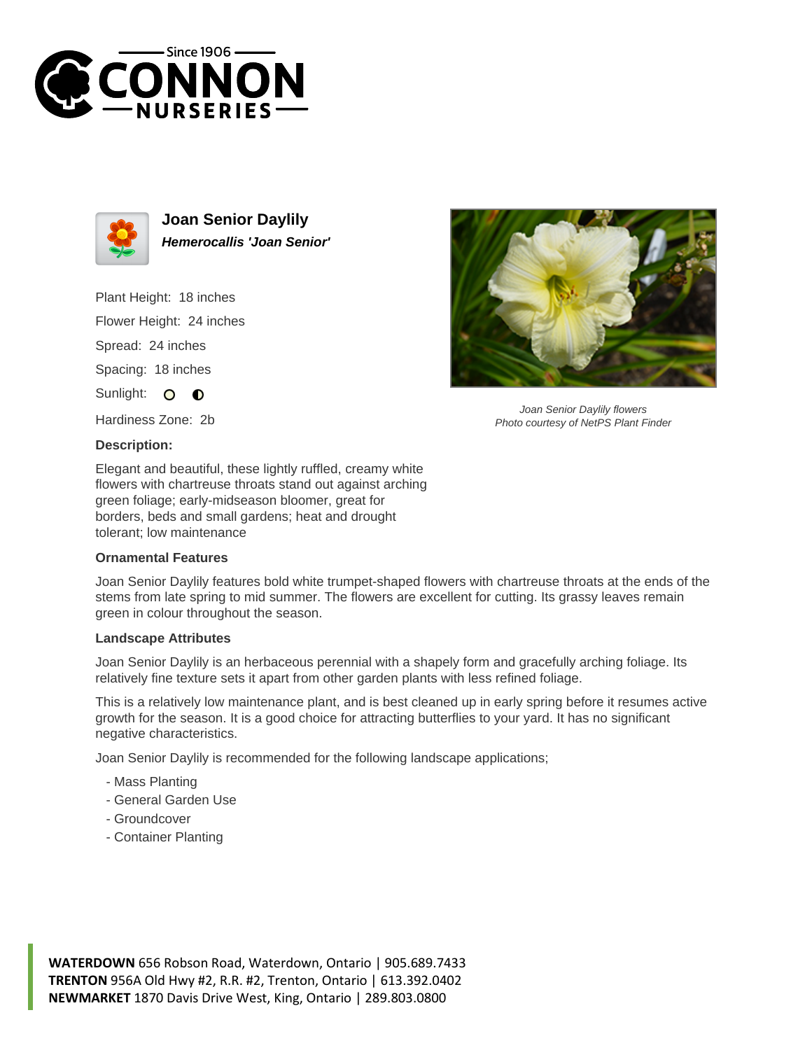# Joan Senior Daylily

***Hemerocallis 'Joan Senior'***

Plant Height: 18 inches

Flower Height: 24 inches

Spread: 24 inches

Spacing: 18 inches

Sunlight:

Hardiness Zone: 2b

Joan Senior Daylily flowers
Photo courtesy of NetPS Plant Finder

**Description:**

Elegant and beautiful, these lightly ruffled, creamy white flowers with chartreuse throats stand out against arching green foliage; early-midseason bloomer, great for borders, beds and small gardens; heat and drought tolerant; low maintenance

**Ornamental Features**

Joan Senior Daylily features bold white trumpet-shaped flowers with chartreuse throats at the ends of the stems from late spring to mid summer. The flowers are excellent for cutting. Its grassy leaves remain green in colour throughout the season.

**Landscape Attributes**

Joan Senior Daylily is an herbaceous perennial with a shapely form and gracefully arching foliage. Its relatively fine texture sets it apart from other garden plants with less refined foliage.

This is a relatively low maintenance plant, and is best cleaned up in early spring before it resumes active growth for the season. It is a good choice for attracting butterflies to your yard. It has no significant negative characteristics.

Joan Senior Daylily is recommended for the following landscape applications;

- Mass Planting
- General Garden Use
- Groundcover
- Container Planting

**WATERDOWN** 656 Robson Road, Waterdown, Ontario | 905.689.7433
**TRENTON** 956A Old Hwy #2, R.R. #2, Trenton, Ontario | 613.392.0402
**NEWMARKET** 1870 Davis Drive West, King, Ontario | 289.803.0800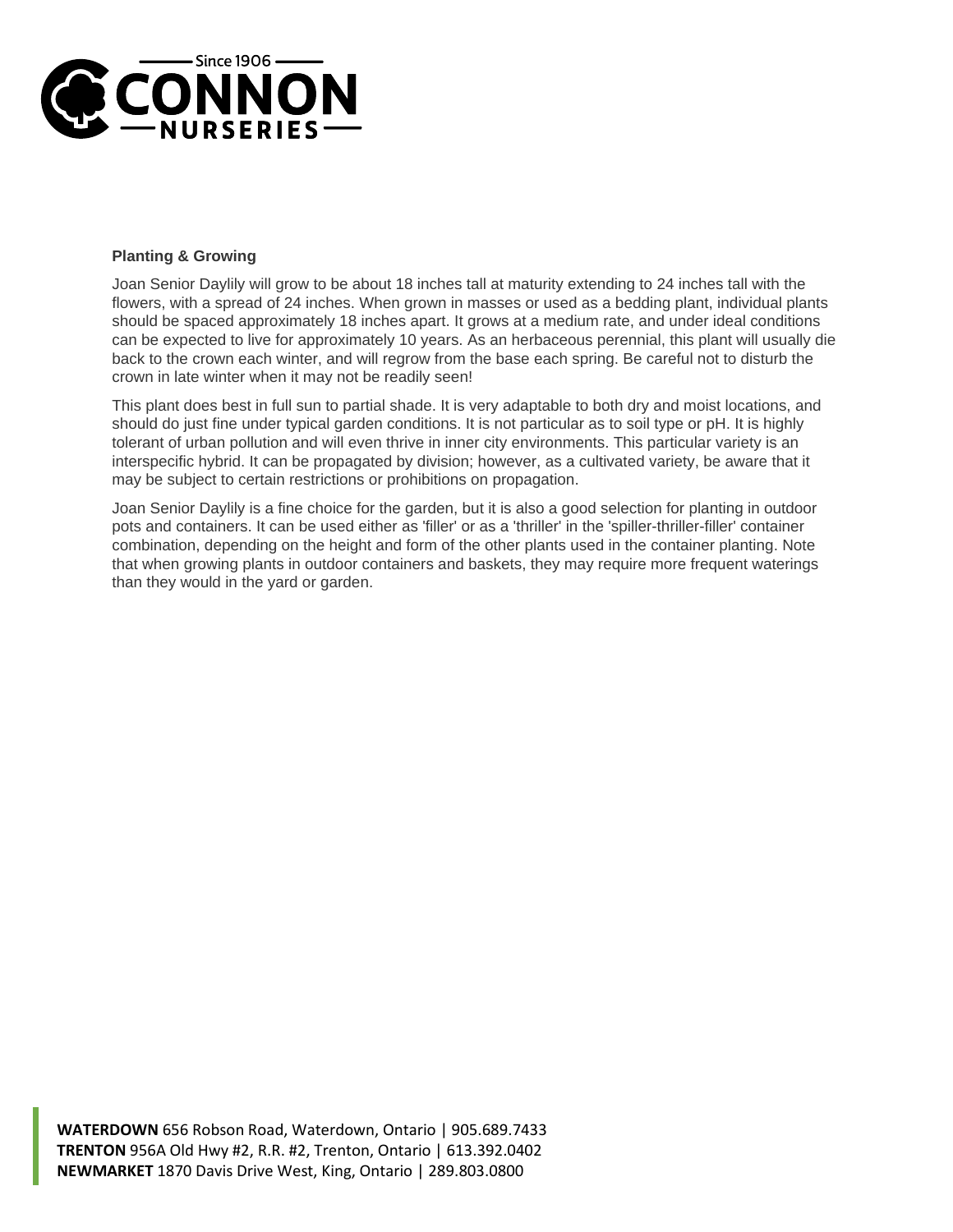### Planting & Growing

Joan Senior Daylily will grow to be about 18 inches tall at maturity extending to 24 inches tall with the flowers, with a spread of 24 inches. When grown in masses or used as a bedding plant, individual plants should be spaced approximately 18 inches apart. It grows at a medium rate, and under ideal conditions can be expected to live for approximately 10 years. As an herbaceous perennial, this plant will usually die back to the crown each winter, and will regrow from the base each spring. Be careful not to disturb the crown in late winter when it may not be readily seen!

This plant does best in full sun to partial shade. It is very adaptable to both dry and moist locations, and should do just fine under typical garden conditions. It is not particular as to soil type or pH. It is highly tolerant of urban pollution and will even thrive in inner city environments. This particular variety is an interspecific hybrid. It can be propagated by division; however, as a cultivated variety, be aware that it may be subject to certain restrictions or prohibitions on propagation.

Joan Senior Daylily is a fine choice for the garden, but it is also a good selection for planting in outdoor pots and containers. It can be used either as 'filler' or as a 'thriller' in the 'spiller-thriller-filler' container combination, depending on the height and form of the other plants used in the container planting. Note that when growing plants in outdoor containers and baskets, they may require more frequent waterings than they would in the yard or garden.